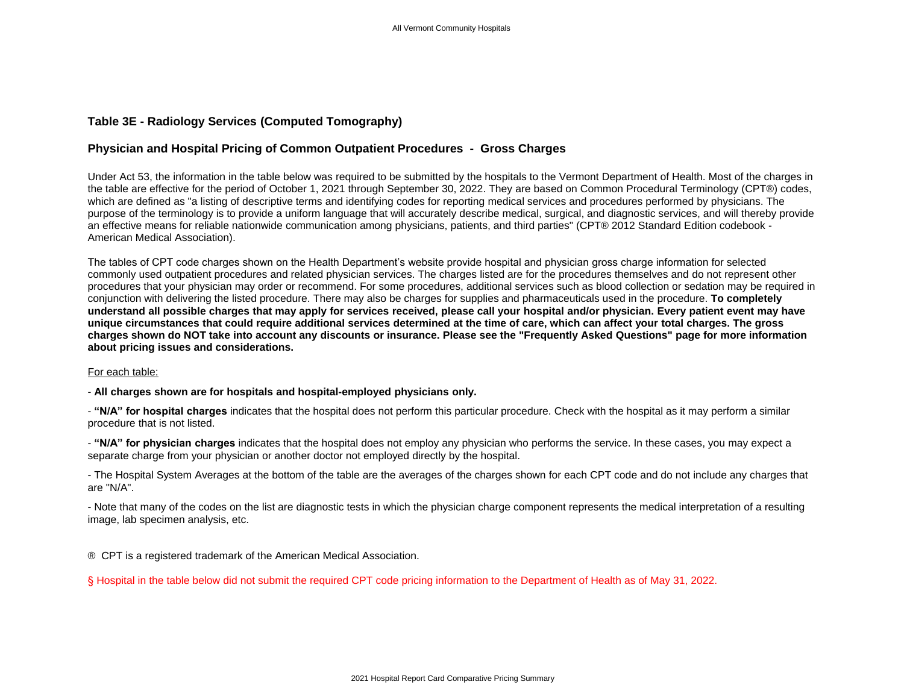## Table 3E - Radiology Services (Computed Tomography)

## Physician and Hospital Pricing of Common Outpatient Procedures - Gross Charges

Under Act 53, the information in the table below was required to be submitted by the hospitals to the Vermont Department of Health. Most of the charges in the table are effective for the period of October 1, 2021 through September 30, 2022. They are based on Common Procedural Terminology (CPT®) codes, which are defined as "a listing of descriptive terms and identifying codes for reporting medical services and procedures performed by physicians. The purpose of the terminology is to provide a uniform language that will accurately describe medical, surgical, and diagnostic services, and will thereby provide an effective means for reliable nationwide communication among physicians, patients, and third parties" (CPT® 2012 Standard Edition codebook - American Medical Association).

The tables of CPT code charges shown on the Health Department's website provide hospital and physician gross charge information for selected commonly used outpatient procedures and related physician services. The charges listed are for the procedures themselves and do not represent other procedures that your physician may order or recommend. For some procedures, additional services such as blood collection or sedation may be required in conjunction with delivering the listed procedure. There may also be charges for supplies and pharmaceuticals used in the procedure. **To completely understand all possible charges that may apply for services received, please call your hospital and/or physician. Every patient event may have unique circumstances that could require additional services determined at the time of care, which can affect your total charges. The gross charges shown do NOT take into account any discounts or insurance. Please see the "Frequently Asked Questions" page for more information about pricing issues and considerations.**

<u>For each table:</u>

- **All charges shown are for hospitals and hospital-employed physicians only.**

- **"N/A" for hospital charges** indicates that the hospital does not perform this particular procedure. Check with the hospital as it may perform a similar procedure that is not listed.

- **"N/A" for physician charges** indicates that the hospital does not employ any physician who performs the service. In these cases, you may expect a separate charge from your physician or another doctor not employed directly by the hospital.

- The Hospital System Averages at the bottom of the table are the averages of the charges shown for each CPT code and do not include any charges that are "N/A".

- Note that many of the codes on the list are diagnostic tests in which the physician charge component represents the medical interpretation of a resulting image, lab specimen analysis, etc.

® CPT is a registered trademark of the American Medical Association.

§ Hospital in the table below did not submit the required CPT code pricing information to the Department of Health as of May 31, 2022.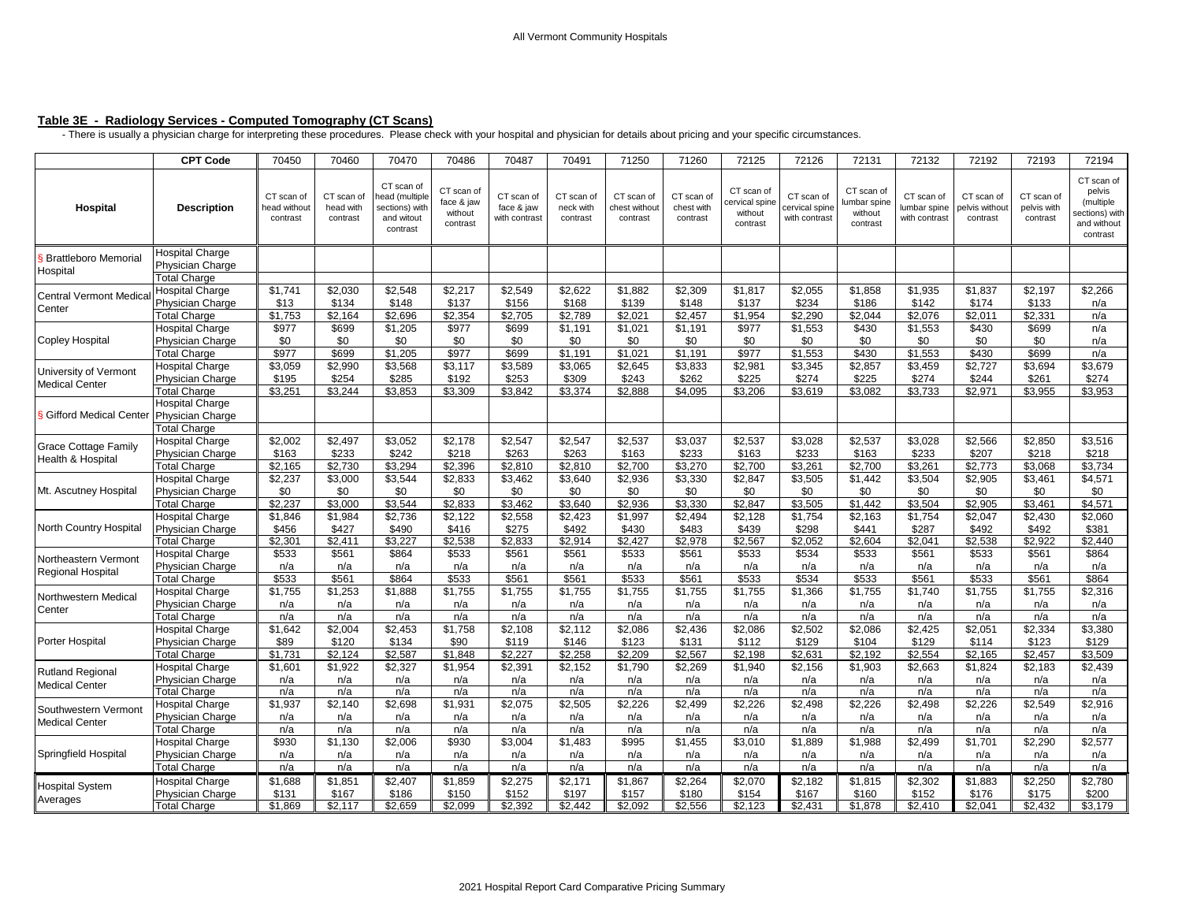## Table 3E - Radiology Services - Computed Tomography (CT Scans)

- There is usually a physician charge for interpreting these procedures. Please check with your hospital and physician for details about pricing and your specific circumstances.

| | CPT Code | 70450 | 70460 | 70470 | 70486 | 70487 | 70491 | 71250 | 71260 | 72125 | 72126 | 72131 | 72132 | 72192 | 72193 | 72194 |
|---|---|---|---|---|---|---|---|---|---|---|---|---|---|---|---|---|
| **Hospital** | **Description** | CT scan of head without contrast | CT scan of head with contrast | CT scan of head (multiple sections) with and witout contrast | CT scan of face & jaw without contrast | CT scan of face & jaw with contrast | CT scan of neck with contrast | CT scan of chest without contrast | CT scan of chest with contrast | CT scan of cervical spine without contrast | CT scan of cervical spine with contrast | CT scan of lumbar spine without contrast | CT scan of lumbar spine with contrast | CT scan of pelvis without contrast | CT scan of pelvis with contrast | CT scan of pelvis (multiple sections) with and without contrast |
| § Brattleboro Memorial Hospital | Hospital Charge | | | | | | | | | | | | | | | |
| | Physician Charge | | | | | | | | | | | | | | | |
| | Total Charge | | | | | | | | | | | | | | | |
| Central Vermont Medical Center | Hospital Charge | $1,741 | $2,030 | $2,548 | $2,217 | $2,549 | $2,622 | $1,882 | $2,309 | $1,817 | $2,055 | $1,858 | $1,935 | $1,837 | $2,197 | $2,266 |
| | Physician Charge | $13 | $134 | $148 | $137 | $156 | $168 | $139 | $148 | $137 | $234 | $186 | $142 | $174 | $133 | n/a |
| | Total Charge | $1,753 | $2,164 | $2,696 | $2,354 | $2,705 | $2,789 | $2,021 | $2,457 | $1,954 | $2,290 | $2,044 | $2,076 | $2,011 | $2,331 | n/a |
| Copley Hospital | Hospital Charge | $977 | $699 | $1,205 | $977 | $699 | $1,191 | $1,021 | $1,191 | $977 | $1,553 | $430 | $1,553 | $430 | $699 | n/a |
| | Physician Charge | $0 | $0 | $0 | $0 | $0 | $0 | $0 | $0 | $0 | $0 | $0 | $0 | $0 | $0 | n/a |
| | Total Charge | $977 | $699 | $1,205 | $977 | $699 | $1,191 | $1,021 | $1,191 | $977 | $1,553 | $430 | $1,553 | $430 | $699 | n/a |
| University of Vermont Medical Center | Hospital Charge | $3,059 | $2,990 | $3,568 | $3,117 | $3,589 | $3,065 | $2,645 | $3,833 | $2,981 | $3,345 | $2,857 | $3,459 | $2,727 | $3,694 | $3,679 |
| | Physician Charge | $195 | $254 | $285 | $192 | $253 | $309 | $243 | $262 | $225 | $274 | $225 | $274 | $244 | $261 | $274 |
| | Total Charge | $3,251 | $3,244 | $3,853 | $3,309 | $3,842 | $3,374 | $2,888 | $4,095 | $3,206 | $3,619 | $3,082 | $3,733 | $2,971 | $3,955 | $3,953 |
| § Gifford Medical Center | Hospital Charge | | | | | | | | | | | | | | | |
| | Physician Charge | | | | | | | | | | | | | | | |
| | Total Charge | | | | | | | | | | | | | | | |
| Grace Cottage Family Health & Hospital | Hospital Charge | $2,002 | $2,497 | $3,052 | $2,178 | $2,547 | $2,547 | $2,537 | $3,037 | $2,537 | $3,028 | $2,537 | $3,028 | $2,566 | $2,850 | $3,516 |
| | Physician Charge | $163 | $233 | $242 | $218 | $263 | $263 | $163 | $233 | $163 | $233 | $163 | $233 | $207 | $218 | $218 |
| | Total Charge | $2,165 | $2,730 | $3,294 | $2,396 | $2,810 | $2,810 | $2,700 | $3,270 | $2,700 | $3,261 | $2,700 | $3,261 | $2,773 | $3,068 | $3,734 |
| Mt. Ascutney Hospital | Hospital Charge | $2,237 | $3,000 | $3,544 | $2,833 | $3,462 | $3,640 | $2,936 | $3,330 | $2,847 | $3,505 | $1,442 | $3,504 | $2,905 | $3,461 | $4,571 |
| | Physician Charge | $0 | $0 | $0 | $0 | $0 | $0 | $0 | $0 | $0 | $0 | $0 | $0 | $0 | $0 | $0 |
| | Total Charge | $2,237 | $3,000 | $3,544 | $2,833 | $3,462 | $3,640 | $2,936 | $3,330 | $2,847 | $3,505 | $1,442 | $3,504 | $2,905 | $3,461 | $4,571 |
| North Country Hospital | Hospital Charge | $1,846 | $1,984 | $2,736 | $2,122 | $2,558 | $2,423 | $1,997 | $2,494 | $2,128 | $1,754 | $2,163 | $1,754 | $2,047 | $2,430 | $2,060 |
| | Physician Charge | $456 | $427 | $490 | $416 | $275 | $492 | $430 | $483 | $439 | $298 | $441 | $287 | $492 | $492 | $381 |
| | Total Charge | $2,301 | $2,411 | $3,227 | $2,538 | $2,833 | $2,914 | $2,427 | $2,978 | $2,567 | $2,052 | $2,604 | $2,041 | $2,538 | $2,922 | $2,440 |
| Northeastern Vermont Regional Hospital | Hospital Charge | $533 | $561 | $864 | $533 | $561 | $561 | $533 | $561 | $533 | $534 | $533 | $561 | $533 | $561 | $864 |
| | Physician Charge | n/a | n/a | n/a | n/a | n/a | n/a | n/a | n/a | n/a | n/a | n/a | n/a | n/a | n/a | n/a |
| | Total Charge | $533 | $561 | $864 | $533 | $561 | $561 | $533 | $561 | $533 | $534 | $533 | $561 | $533 | $561 | $864 |
| Northwestern Medical Center | Hospital Charge | $1,755 | $1,253 | $1,888 | $1,755 | $1,755 | $1,755 | $1,755 | $1,755 | $1,755 | $1,366 | $1,755 | $1,740 | $1,755 | $1,755 | $2,316 |
| | Physician Charge | n/a | n/a | n/a | n/a | n/a | n/a | n/a | n/a | n/a | n/a | n/a | n/a | n/a | n/a | n/a |
| | Total Charge | n/a | n/a | n/a | n/a | n/a | n/a | n/a | n/a | n/a | n/a | n/a | n/a | n/a | n/a | n/a |
| Porter Hospital | Hospital Charge | $1,642 | $2,004 | $2,453 | $1,758 | $2,108 | $2,112 | $2,086 | $2,436 | $2,086 | $2,502 | $2,086 | $2,425 | $2,051 | $2,334 | $3,380 |
| | Physician Charge | $89 | $120 | $134 | $90 | $119 | $146 | $123 | $131 | $112 | $129 | $104 | $129 | $114 | $123 | $129 |
| | Total Charge | $1,731 | $2,124 | $2,587 | $1,848 | $2,227 | $2,258 | $2,209 | $2,567 | $2,198 | $2,631 | $2,192 | $2,554 | $2,165 | $2,457 | $3,509 |
| Rutland Regional Medical Center | Hospital Charge | $1,601 | $1,922 | $2,327 | $1,954 | $2,391 | $2,152 | $1,790 | $2,269 | $1,940 | $2,156 | $1,903 | $2,663 | $1,824 | $2,183 | $2,439 |
| | Physician Charge | n/a | n/a | n/a | n/a | n/a | n/a | n/a | n/a | n/a | n/a | n/a | n/a | n/a | n/a | n/a |
| | Total Charge | n/a | n/a | n/a | n/a | n/a | n/a | n/a | n/a | n/a | n/a | n/a | n/a | n/a | n/a | n/a |
| Southwestern Vermont Medical Center | Hospital Charge | $1,937 | $2,140 | $2,698 | $1,931 | $2,075 | $2,505 | $2,226 | $2,499 | $2,226 | $2,498 | $2,226 | $2,498 | $2,226 | $2,549 | $2,916 |
| | Physician Charge | n/a | n/a | n/a | n/a | n/a | n/a | n/a | n/a | n/a | n/a | n/a | n/a | n/a | n/a | n/a |
| | Total Charge | n/a | n/a | n/a | n/a | n/a | n/a | n/a | n/a | n/a | n/a | n/a | n/a | n/a | n/a | n/a |
| Springfield Hospital | Hospital Charge | $930 | $1,130 | $2,006 | $930 | $3,004 | $1,483 | $995 | $1,455 | $3,010 | $1,889 | $1,988 | $2,499 | $1,701 | $2,290 | $2,577 |
| | Physician Charge | n/a | n/a | n/a | n/a | n/a | n/a | n/a | n/a | n/a | n/a | n/a | n/a | n/a | n/a | n/a |
| | Total Charge | n/a | n/a | n/a | n/a | n/a | n/a | n/a | n/a | n/a | n/a | n/a | n/a | n/a | n/a | n/a |
| Hospital System Averages | Hospital Charge | $1,688 | $1,851 | $2,407 | $1,859 | $2,275 | $2,171 | $1,867 | $2,264 | $2,070 | $2,182 | $1,815 | $2,302 | $1,883 | $2,250 | $2,780 |
| | Physician Charge | $131 | $167 | $186 | $150 | $152 | $197 | $157 | $180 | $154 | $167 | $160 | $152 | $176 | $175 | $200 |
| | Total Charge | $1,869 | $2,117 | $2,659 | $2,099 | $2,392 | $2,442 | $2,092 | $2,556 | $2,123 | $2,431 | $1,878 | $2,410 | $2,041 | $2,432 | $3,179 |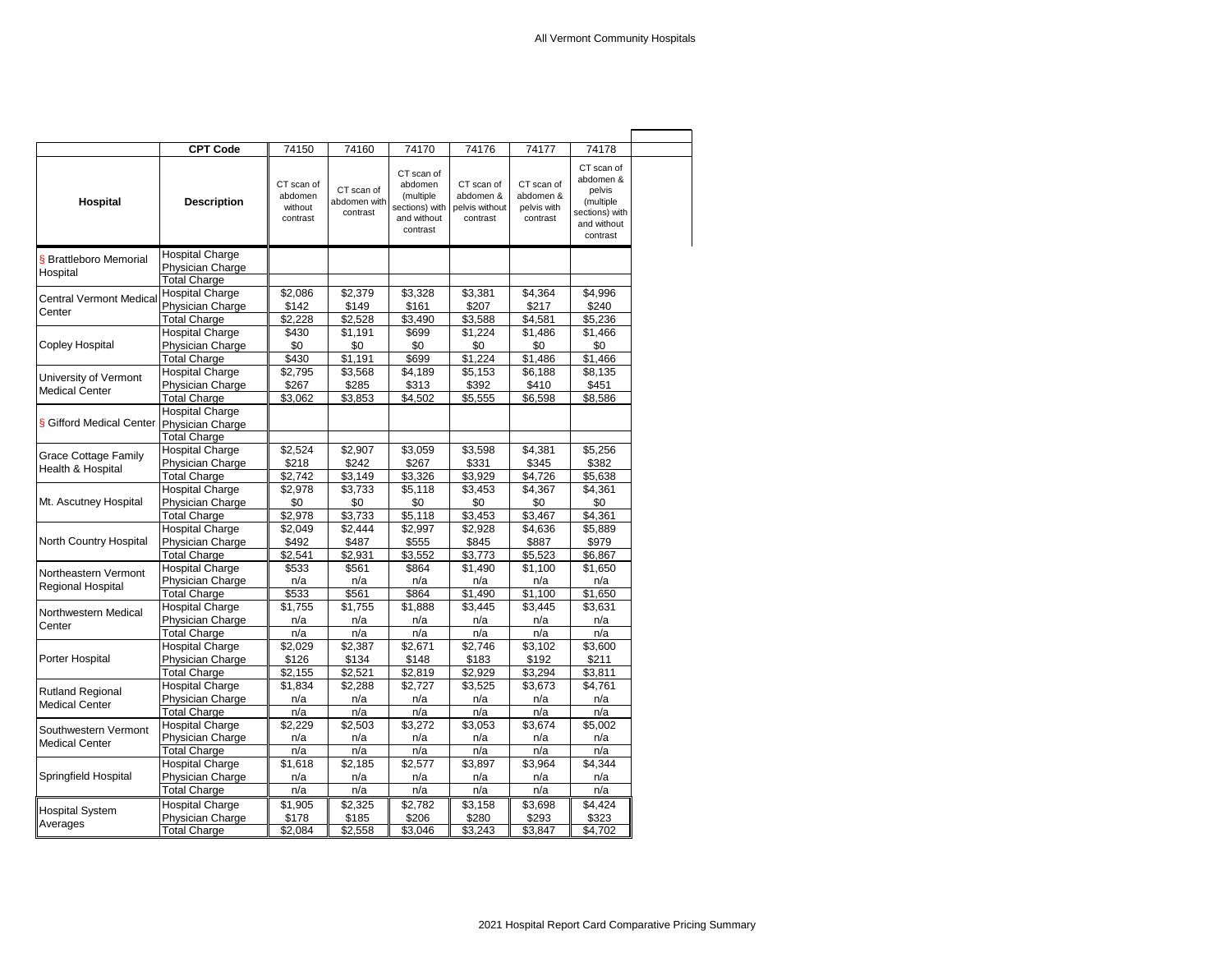| Hospital | CPT Code | 74150 | 74160 | 74170 | 74176 | 74177 | 74178 |
|---|---|---|---|---|---|---|---|
| | Description | CT scan of abdomen without contrast | CT scan of abdomen with contrast | CT scan of abdomen (multiple sections) with and without contrast | CT scan of abdomen & pelvis without contrast | CT scan of abdomen & pelvis with contrast | CT scan of abdomen & pelvis (multiple sections) with and without contrast |
| § Brattleboro Memorial Hospital | Hospital Charge | | | | | | |
| | Physician Charge | | | | | | |
| | Total Charge | | | | | | |
| Central Vermont Medical Center | Hospital Charge | $2,086 | $2,379 | $3,328 | $3,381 | $4,364 | $4,996 |
| | Physician Charge | $142 | $149 | $161 | $207 | $217 | $240 |
| | Total Charge | $2,228 | $2,528 | $3,490 | $3,588 | $4,581 | $5,236 |
| Copley Hospital | Hospital Charge | $430 | $1,191 | $699 | $1,224 | $1,486 | $1,466 |
| | Physician Charge | $0 | $0 | $0 | $0 | $0 | $0 |
| | Total Charge | $430 | $1,191 | $699 | $1,224 | $1,486 | $1,466 |
| University of Vermont Medical Center | Hospital Charge | $2,795 | $3,568 | $4,189 | $5,153 | $6,188 | $8,135 |
| | Physician Charge | $267 | $285 | $313 | $392 | $410 | $451 |
| | Total Charge | $3,062 | $3,853 | $4,502 | $5,555 | $6,598 | $8,586 |
| § Gifford Medical Center | Hospital Charge | | | | | | |
| | Physician Charge | | | | | | |
| | Total Charge | | | | | | |
| Grace Cottage Family Health & Hospital | Hospital Charge | $2,524 | $2,907 | $3,059 | $3,598 | $4,381 | $5,256 |
| | Physician Charge | $218 | $242 | $267 | $331 | $345 | $382 |
| | Total Charge | $2,742 | $3,149 | $3,326 | $3,929 | $4,726 | $5,638 |
| Mt. Ascutney Hospital | Hospital Charge | $2,978 | $3,733 | $5,118 | $3,453 | $4,367 | $4,361 |
| | Physician Charge | $0 | $0 | $0 | $0 | $0 | $0 |
| | Total Charge | $2,978 | $3,733 | $5,118 | $3,453 | $3,467 | $4,361 |
| North Country Hospital | Hospital Charge | $2,049 | $2,444 | $2,997 | $2,928 | $4,636 | $5,889 |
| | Physician Charge | $492 | $487 | $555 | $845 | $887 | $979 |
| | Total Charge | $2,541 | $2,931 | $3,552 | $3,773 | $5,523 | $6,867 |
| Northeastern Vermont Regional Hospital | Hospital Charge | $533 | $561 | $864 | $1,490 | $1,100 | $1,650 |
| | Physician Charge | n/a | n/a | n/a | n/a | n/a | n/a |
| | Total Charge | $533 | $561 | $864 | $1,490 | $1,100 | $1,650 |
| Northwestern Medical Center | Hospital Charge | $1,755 | $1,755 | $1,888 | $3,445 | $3,445 | $3,631 |
| | Physician Charge | n/a | n/a | n/a | n/a | n/a | n/a |
| | Total Charge | n/a | n/a | n/a | n/a | n/a | n/a |
| Porter Hospital | Hospital Charge | $2,029 | $2,387 | $2,671 | $2,746 | $3,102 | $3,600 |
| | Physician Charge | $126 | $134 | $148 | $183 | $192 | $211 |
| | Total Charge | $2,155 | $2,521 | $2,819 | $2,929 | $3,294 | $3,811 |
| Rutland Regional Medical Center | Hospital Charge | $1,834 | $2,288 | $2,727 | $3,525 | $3,673 | $4,761 |
| | Physician Charge | n/a | n/a | n/a | n/a | n/a | n/a |
| | Total Charge | n/a | n/a | n/a | n/a | n/a | n/a |
| Southwestern Vermont Medical Center | Hospital Charge | $2,229 | $2,503 | $3,272 | $3,053 | $3,674 | $5,002 |
| | Physician Charge | n/a | n/a | n/a | n/a | n/a | n/a |
| | Total Charge | n/a | n/a | n/a | n/a | n/a | n/a |
| Springfield Hospital | Hospital Charge | $1,618 | $2,185 | $2,577 | $3,897 | $3,964 | $4,344 |
| | Physician Charge | n/a | n/a | n/a | n/a | n/a | n/a |
| | Total Charge | n/a | n/a | n/a | n/a | n/a | n/a |
| Hospital System Averages | Hospital Charge | $1,905 | $2,325 | $2,782 | $3,158 | $3,698 | $4,424 |
| | Physician Charge | $178 | $185 | $206 | $280 | $293 | $323 |
| | Total Charge | $2,084 | $2,558 | $3,046 | $3,243 | $3,847 | $4,702 |